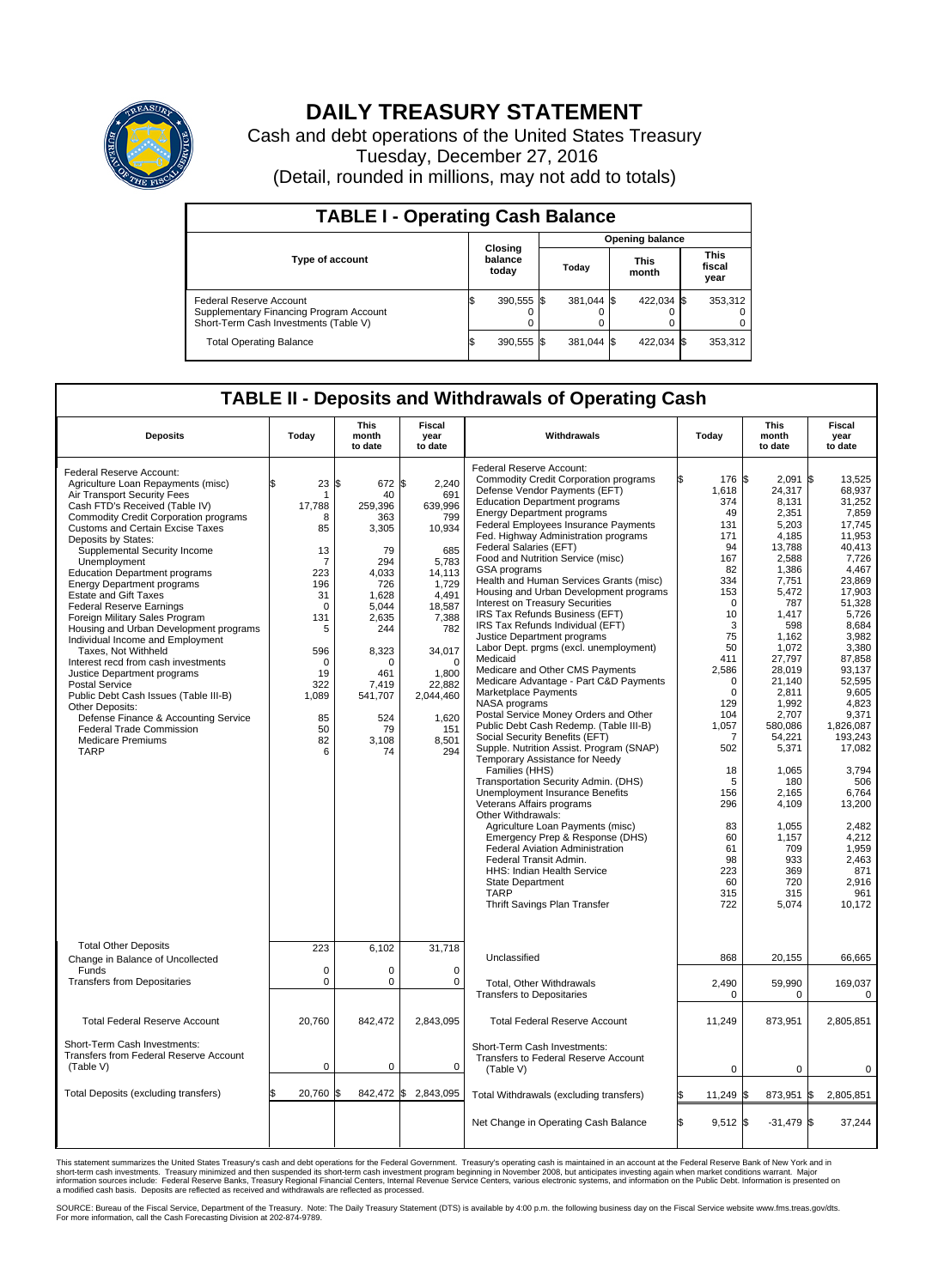# DAILY TREASURY STATEMENT

Cash and debt operations of the United States Treasury
Tuesday, December 27, 2016
(Detail, rounded in millions, may not add to totals)

## TABLE I - Operating Cash Balance

| Type of account | Closing balance today | Opening balance Today | Opening balance This month | Opening balance This fiscal year |
|---|---|---|---|---|
| Federal Reserve Account | $ 390,555 | $ 381,044 | $ 422,034 | $ 353,312 |
| Supplementary Financing Program Account | 0 | 0 | 0 | 0 |
| Short-Term Cash Investments (Table V) | 0 | 0 | 0 | 0 |
| Total Operating Balance | $ 390,555 | $ 381,044 | $ 422,034 | $ 353,312 |

## TABLE II - Deposits and Withdrawals of Operating Cash

| Deposits | Today | This month to date | Fiscal year to date | Withdrawals | Today | This month to date | Fiscal year to date |
|---|---|---|---|---|---|---|---|
| Federal Reserve Account: | | | | Federal Reserve Account: | | | |
| Agriculture Loan Repayments (misc) | $ 23 | $ 672 | $ 2,240 | Commodity Credit Corporation programs | $ 176 | $ 2,091 | $ 13,525 |
| Air Transport Security Fees | 1 | 40 | 691 | Defense Vendor Payments (EFT) | 1,618 | 24,317 | 68,937 |
| Cash FTD's Received (Table IV) | 17,788 | 259,396 | 639,996 | Education Department programs | 374 | 8,131 | 31,252 |
| Commodity Credit Corporation programs | 8 | 363 | 799 | Energy Department programs | 49 | 2,351 | 7,859 |
| Customs and Certain Excise Taxes | 85 | 3,305 | 10,934 | Federal Employees Insurance Payments | 131 | 5,203 | 17,745 |
| Deposits by States: | | | | Fed. Highway Administration programs | 171 | 4,185 | 11,953 |
| Supplemental Security Income | 13 | 79 | 685 | Federal Salaries (EFT) | 94 | 13,788 | 40,413 |
| Unemployment | 7 | 294 | 5,783 | Food and Nutrition Service (misc) | 167 | 2,588 | 7,726 |
| Education Department programs | 223 | 4,033 | 14,113 | GSA programs | 82 | 1,386 | 4,467 |
| Energy Department programs | 196 | 726 | 1,729 | Health and Human Services Grants (misc) | 334 | 7,751 | 23,869 |
| Estate and Gift Taxes | 31 | 1,628 | 4,491 | Housing and Urban Development programs | 153 | 5,472 | 17,903 |
| Federal Reserve Earnings | 0 | 5,044 | 18,587 | Interest on Treasury Securities | 0 | 787 | 51,328 |
| Foreign Military Sales Program | 131 | 2,635 | 7,388 | IRS Tax Refunds Business (EFT) | 10 | 1,417 | 5,726 |
| Housing and Urban Development programs | 5 | 244 | 782 | IRS Tax Refunds Individual (EFT) | 3 | 598 | 8,684 |
| Individual Income and Employment | | | | Justice Department programs | 75 | 1,162 | 3,982 |
| Taxes, Not Withheld | 596 | 8,323 | 34,017 | Labor Dept. prgms (excl. unemployment) | 50 | 1,072 | 3,380 |
| Interest recd from cash investments | 0 | 0 | 0 | Medicaid | 411 | 27,797 | 87,858 |
| Justice Department programs | 19 | 461 | 1,800 | Medicare and Other CMS Payments | 2,586 | 28,019 | 93,137 |
| Postal Service | 322 | 7,419 | 22,882 | Medicare Advantage - Part C&D Payments | 0 | 21,140 | 52,595 |
| Public Debt Cash Issues (Table III-B) | 1,089 | 541,707 | 2,044,460 | Marketplace Payments | 0 | 2,811 | 9,605 |
| Other Deposits: | | | | NASA programs | 129 | 1,992 | 4,823 |
| Defense Finance & Accounting Service | 85 | 524 | 1,620 | Postal Service Money Orders and Other | 104 | 2,707 | 9,371 |
| Federal Trade Commission | 50 | 79 | 151 | Public Debt Cash Redemp. (Table III-B) | 1,057 | 580,086 | 1,826,087 |
| Medicare Premiums | 82 | 3,108 | 8,501 | Social Security Benefits (EFT) | 7 | 54,221 | 193,243 |
| TARP | 6 | 74 | 294 | Supple. Nutrition Assist. Program (SNAP) | 502 | 5,371 | 17,082 |
| | | | | Temporary Assistance for Needy Families (HHS) | 18 | 1,065 | 3,794 |
| | | | | Transportation Security Admin. (DHS) | 5 | 180 | 506 |
| | | | | Unemployment Insurance Benefits | 156 | 2,165 | 6,764 |
| | | | | Veterans Affairs programs | 296 | 4,109 | 13,200 |
| | | | | Other Withdrawals: | | | |
| | | | | Agriculture Loan Payments (misc) | 83 | 1,055 | 2,482 |
| | | | | Emergency Prep & Response (DHS) | 60 | 1,157 | 4,212 |
| | | | | Federal Aviation Administration | 61 | 709 | 1,959 |
| | | | | Federal Transit Admin. | 98 | 933 | 2,463 |
| | | | | HHS: Indian Health Service | 223 | 369 | 871 |
| | | | | State Department | 60 | 720 | 2,916 |
| | | | | TARP | 315 | 315 | 961 |
| | | | | Thrift Savings Plan Transfer | 722 | 5,074 | 10,172 |
| Total Other Deposits | 223 | 6,102 | 31,718 | Unclassified | 868 | 20,155 | 66,665 |
| Change in Balance of Uncollected Funds | 0 | 0 | 0 | | | | |
| Transfers from Depositaries | 0 | 0 | 0 | Total, Other Withdrawals | 2,490 | 59,990 | 169,037 |
| | | | | Transfers to Depositaries | 0 | 0 | 0 |
| Total Federal Reserve Account | 20,760 | 842,472 | 2,843,095 | Total Federal Reserve Account | 11,249 | 873,951 | 2,805,851 |
| Short-Term Cash Investments: | | | | Short-Term Cash Investments: | | | |
| Transfers from Federal Reserve Account (Table V) | 0 | 0 | 0 | Transfers to Federal Reserve Account (Table V) | 0 | 0 | 0 |
| Total Deposits (excluding transfers) | $ 20,760 | $ 842,472 | $ 2,843,095 | Total Withdrawals (excluding transfers) | $ 11,249 | $ 873,951 | $ 2,805,851 |
| | | | | Net Change in Operating Cash Balance | $ 9,512 | $ -31,479 | $ 37,244 |

This statement summarizes the United States Treasury's cash and debt operations for the Federal Government. Treasury's operating cash is maintained in an account at the Federal Reserve Bank of New York and in short-term cash investments. Treasury minimized and then suspended its short-term cash investment program beginning in November 2008, but anticipates investing again when market conditions warrant. Major information sources include: Federal Reserve Banks, Treasury Regional Financial Centers, Internal Revenue Service Centers, various electronic systems, and information on the Public Debt. Information is presented on a modified cash basis. Deposits are reflected as received and withdrawals are reflected as processed.

SOURCE: Bureau of the Fiscal Service, Department of the Treasury. Note: The Daily Treasury Statement (DTS) is available by 4:00 p.m. the following business day on the Fiscal Service website www.fms.treas.gov/dts. For more information, call the Cash Forecasting Division at 202-874-9789.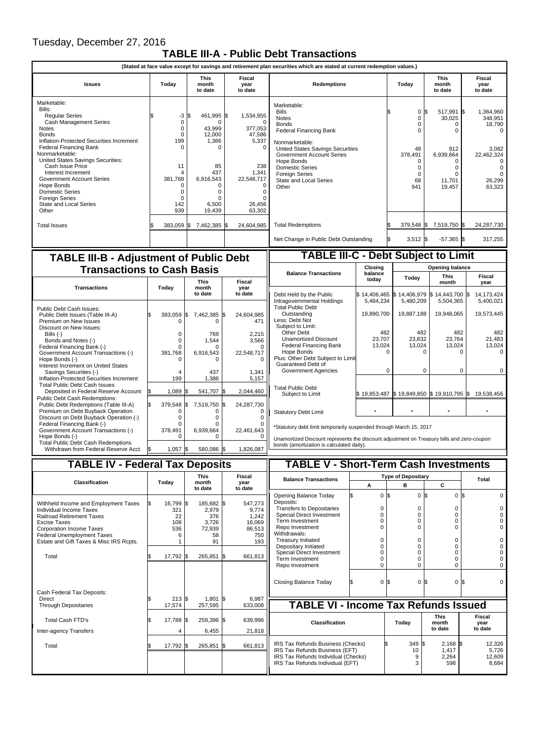Tuesday, December 27, 2016

# TABLE III-A - Public Debt Transactions

(Stated at face value except for savings and retirement plan securities which are stated at current redemption values.)

| Issues | Today | This month to date | Fiscal year to date |
|---|---|---|---|
| Marketable: | | | |
| Bills: | | | |
| Regular Series | $ -3 | $ 461,995 | $ 1,534,955 |
| Cash Management Series | 0 | 0 | 0 |
| Notes | 0 | 43,999 | 377,053 |
| Bonds | 0 | 12,000 | 47,586 |
| Inflation-Protected Securities Increment | 199 | 1,386 | 5,337 |
| Federal Financing Bank | 0 | 0 | 0 |
| Nonmarketable: | | | |
| United States Savings Securities: | | | |
| Cash Issue Price | 11 | 85 | 238 |
| Interest Increment | 4 | 437 | 1,341 |
| Government Account Series | 381,768 | 6,916,543 | 22,548,717 |
| Hope Bonds | 0 | 0 | 0 |
| Domestic Series | 0 | 0 | 0 |
| Foreign Series | 0 | 0 | 0 |
| State and Local Series | 142 | 6,500 | 26,456 |
| Other | 939 | 19,439 | 63,302 |
| Total Issues | $ 383,059 | $ 7,462,385 | $ 24,604,985 |

| Redemptions | Today | This month to date | Fiscal year to date |
|---|---|---|---|
| Marketable: | | | |
| Bills | $ 0 | $ 517,991 | $ 1,364,960 |
| Notes | 0 | 30,025 | 348,951 |
| Bonds | 0 | 0 | 18,790 |
| Federal Financing Bank | 0 | 0 | 0 |
| Nonmarketable: | | | |
| United States Savings Securities | 48 | 912 | 3,082 |
| Government Account Series | 378,491 | 6,939,664 | 22,462,324 |
| Hope Bonds | 0 | 0 | 0 |
| Domestic Series | 0 | 0 | 0 |
| Foreign Series | 0 | 0 | 0 |
| State and Local Series | 68 | 11,701 | 26,299 |
| Other | 941 | 19,457 | 63,323 |
| Total Redemptions | $ 379,548 | $ 7,519,750 | $ 24,287,730 |
| Net Change in Public Debt Outstanding | $ 3,512 | $ -57,365 | $ 317,255 |

# TABLE III-B - Adjustment of Public Debt Transactions to Cash Basis

| Transactions | Today | This month to date | Fiscal year to date |
|---|---|---|---|
| Public Debt Cash Issues: | | | |
| Public Debt Issues (Table III-A) | $ 383,059 | $ 7,462,385 | $ 24,604,985 |
| Premium on New Issues | 0 | 0 | 471 |
| Discount on New Issues: | | | |
| Bills (-) | 0 | 769 | 2,215 |
| Bonds and Notes (-) | 0 | 1,544 | 3,566 |
| Federal Financing Bank (-) | 0 | 0 | 0 |
| Government Account Transactions (-) | 381,768 | 6,916,543 | 22,548,717 |
| Hope Bonds (-) | 0 | 0 | 0 |
| Interest Increment on United States Savings Securities (-) | 4 | 437 | 1,341 |
| Inflation-Protected Securities Increment | 199 | 1,386 | 5,157 |
| Total Public Debt Cash Issues Deposited in Federal Reserve Account | $ 1,089 | $ 541,707 | $ 2,044,460 |
| Public Debt Cash Redemptions: | | | |
| Public Debt Redemptions (Table III-A) | $ 379,548 | $ 7,519,750 | $ 24,287,730 |
| Premium on Debt Buyback Operation | 0 | 0 | 0 |
| Discount on Debt Buyback Operation (-) | 0 | 0 | 0 |
| Federal Financing Bank (-) | 0 | 0 | 0 |
| Government Account Transactions (-) | 378,491 | 6,939,664 | 22,461,643 |
| Hope Bonds (-) | 0 | 0 | 0 |
| Total Public Debt Cash Redemptions Withdrawn from Federal Reserve Acct. | $ 1,057 | $ 580,086 | $ 1,826,087 |

# TABLE III-C - Debt Subject to Limit

| Balance Transactions | Closing balance today | Opening balance Today | Opening balance This month | Opening balance Fiscal year |
|---|---|---|---|---|
| Debt Held by the Public | $ 14,406,465 | $ 14,406,979 | $ 14,443,700 | $ 14,173,424 |
| Intragovernmental Holdings | 5,484,234 | 5,480,209 | 5,504,365 | 5,400,021 |
| Total Public Debt Outstanding | 19,890,700 | 19,887,188 | 19,948,065 | 19,573,445 |
| Less: Debt Not Subject to Limit: | | | | |
| Other Debt | 482 | 482 | 482 | 482 |
| Unamortized Discount | 23,707 | 23,832 | 23,764 | 21,483 |
| Federal Financing Bank | 13,024 | 13,024 | 13,024 | 13,024 |
| Hope Bonds | 0 | 0 | 0 | 0 |
| Plus: Other Debt Subject to Limit | | | | |
| Guaranteed Debt of Government Agencies | 0 | 0 | 0 | 0 |
| Total Public Debt Subject to Limit | $ 19,853,487 | $ 19,849,850 | $ 19,910,795 | $ 19,538,456 |
| Statutory Debt Limit | * | * | * | * |

*Statutory debt limit temporarily suspended through March 15, 2017

Unamortized Discount represents the discount adjustment on Treasury bills and zero-coupon bonds (amortization is calculated daily).

# TABLE IV - Federal Tax Deposits

| Classification | Today | This month to date | Fiscal year to date |
|---|---|---|---|
| Withheld Income and Employment Taxes | $ 16,799 | $ 185,682 | $ 547,273 |
| Individual Income Taxes | 321 | 2,979 | 9,774 |
| Railroad Retirement Taxes | 22 | 376 | 1,242 |
| Excise Taxes | 108 | 3,726 | 16,069 |
| Corporation Income Taxes | 536 | 72,939 | 86,513 |
| Federal Unemployment Taxes | 6 | 58 | 750 |
| Estate and Gift Taxes & Misc IRS Rcpts. | 1 | 91 | 193 |
| Total | $ 17,792 | $ 265,851 | $ 661,813 |
| Cash Federal Tax Deposits: | | | |
| Direct | $ 213 | $ 1,801 | $ 6,987 |
| Through Depositaries | 17,574 | 257,595 | 633,008 |
| Total Cash FTD's | $ 17,788 | $ 259,396 | $ 639,996 |
| Inter-agency Transfers | 4 | 6,455 | 21,818 |
| Total | $ 17,792 | $ 265,851 | $ 661,813 |

# TABLE V - Short-Term Cash Investments

| Balance Transactions | Type of Depositary A | Type of Depositary B | Type of Depositary C | Total |
|---|---|---|---|---|
| Opening Balance Today | $ 0 | $ 0 | $ 0 | $ 0 |
| Deposits: | | | | |
| Transfers to Depositaries | 0 | 0 | 0 | 0 |
| Special Direct Investment | 0 | 0 | 0 | 0 |
| Term Investment | 0 | 0 | 0 | 0 |
| Repo Investment | 0 | 0 | 0 | 0 |
| Withdrawals: | | | | |
| Treasury Initiated | 0 | 0 | 0 | 0 |
| Depositary Initiated | 0 | 0 | 0 | 0 |
| Special Direct Investment | 0 | 0 | 0 | 0 |
| Term Investment | 0 | 0 | 0 | 0 |
| Repo Investment | 0 | 0 | 0 | 0 |
| Closing Balance Today | $ 0 | $ 0 | $ 0 | $ 0 |

# TABLE VI - Income Tax Refunds Issued

| Classification | Today | This month to date | Fiscal year to date |
|---|---|---|---|
| IRS Tax Refunds Business (Checks) | $ 349 | $ 2,168 | $ 12,326 |
| IRS Tax Refunds Business (EFT) | 10 | 1,417 | 5,726 |
| IRS Tax Refunds Individual (Checks) | 9 | 2,264 | 12,609 |
| IRS Tax Refunds Individual (EFT) | 3 | 598 | 8,684 |